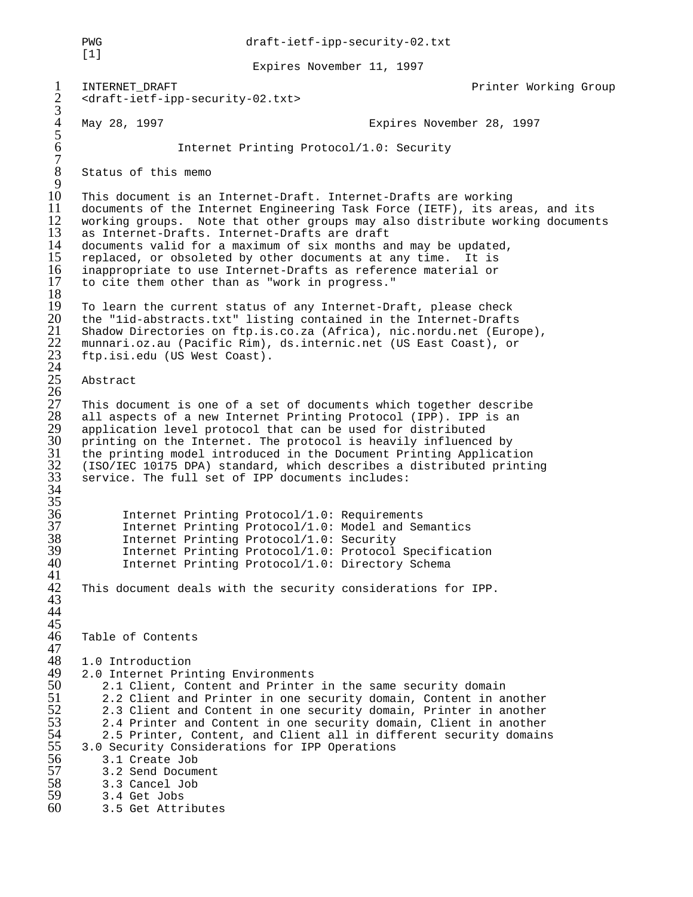INTERNET_DRAFT Printer Working Group
<draft-ietf-ipp-security-02.txt>

May 28, 1997 Expires November 28, 1997

# Internet Printing Protocol/1.0: Security

## Status of this memo

This document is an Internet-Draft. Internet-Drafts are working documents of the Internet Engineering Task Force (IETF), its areas, and its working groups. Note that other groups may also distribute working documents as Internet-Drafts. Internet-Drafts are draft documents valid for a maximum of six months and may be updated, replaced, or obsoleted by other documents at any time. It is inappropriate to use Internet-Drafts as reference material or to cite them other than as "work in progress."

To learn the current status of any Internet-Draft, please check the "1id-abstracts.txt" listing contained in the Internet-Drafts Shadow Directories on ftp.is.co.za (Africa), nic.nordu.net (Europe), munnari.oz.au (Pacific Rim), ds.internic.net (US East Coast), or ftp.isi.edu (US West Coast).

## Abstract

This document is one of a set of documents which together describe all aspects of a new Internet Printing Protocol (IPP). IPP is an application level protocol that can be used for distributed printing on the Internet. The protocol is heavily influenced by the printing model introduced in the Document Printing Application (ISO/IEC 10175 DPA) standard, which describes a distributed printing service. The full set of IPP documents includes:

- Internet Printing Protocol/1.0: Requirements
- Internet Printing Protocol/1.0: Model and Semantics
- Internet Printing Protocol/1.0: Security
- Internet Printing Protocol/1.0: Protocol Specification
- Internet Printing Protocol/1.0: Directory Schema

This document deals with the security considerations for IPP.

## Table of Contents

1.0 Introduction
2.0 Internet Printing Environments
   2.1 Client, Content and Printer in the same security domain
   2.2 Client and Printer in one security domain, Content in another
   2.3 Client and Content in one security domain, Printer in another
   2.4 Printer and Content in one security domain, Client in another
   2.5 Printer, Content, and Client all in different security domains
3.0 Security Considerations for IPP Operations
   3.1 Create Job
   3.2 Send Document
   3.3 Cancel Job
   3.4 Get Jobs
   3.5 Get Attributes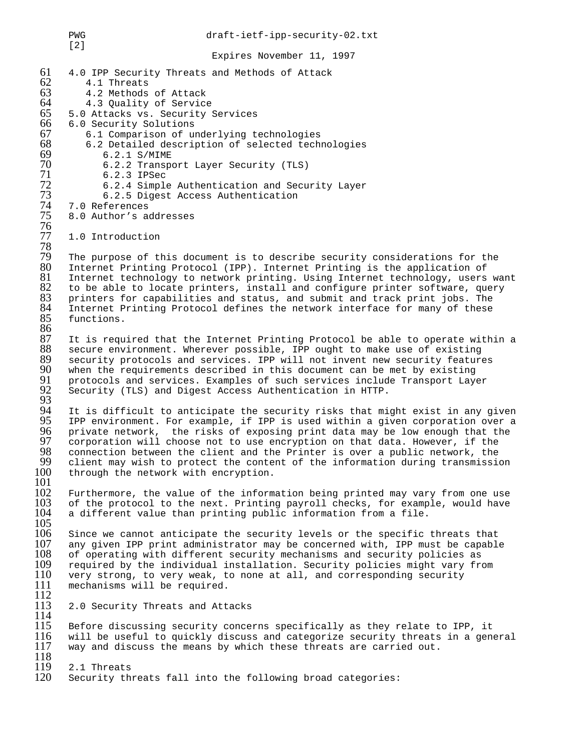4.0 IPP Security Threats and Methods of Attack
   4.1 Threats
   4.2 Methods of Attack
   4.3 Quality of Service
5.0 Attacks vs. Security Services
6.0 Security Solutions
   6.1 Comparison of underlying technologies
   6.2 Detailed description of selected technologies
      6.2.1 S/MIME
      6.2.2 Transport Layer Security (TLS)
      6.2.3 IPSec
      6.2.4 Simple Authentication and Security Layer
      6.2.5 Digest Access Authentication
7.0 References
8.0 Author's addresses

## 1.0 Introduction

The purpose of this document is to describe security considerations for the Internet Printing Protocol (IPP). Internet Printing is the application of Internet technology to network printing. Using Internet technology, users want to be able to locate printers, install and configure printer software, query printers for capabilities and status, and submit and track print jobs. The Internet Printing Protocol defines the network interface for many of these functions.

It is required that the Internet Printing Protocol be able to operate within a secure environment. Wherever possible, IPP ought to make use of existing security protocols and services. IPP will not invent new security features when the requirements described in this document can be met by existing protocols and services. Examples of such services include Transport Layer Security (TLS) and Digest Access Authentication in HTTP.

It is difficult to anticipate the security risks that might exist in any given IPP environment. For example, if IPP is used within a given corporation over a private network, the risks of exposing print data may be low enough that the corporation will choose not to use encryption on that data. However, if the connection between the client and the Printer is over a public network, the client may wish to protect the content of the information during transmission through the network with encryption.

Furthermore, the value of the information being printed may vary from one use of the protocol to the next. Printing payroll checks, for example, would have a different value than printing public information from a file.

Since we cannot anticipate the security levels or the specific threats that any given IPP print administrator may be concerned with, IPP must be capable of operating with different security mechanisms and security policies as required by the individual installation. Security policies might vary from very strong, to very weak, to none at all, and corresponding security mechanisms will be required.

## 2.0 Security Threats and Attacks

Before discussing security concerns specifically as they relate to IPP, it will be useful to quickly discuss and categorize security threats in a general way and discuss the means by which these threats are carried out.

### 2.1 Threats

Security threats fall into the following broad categories: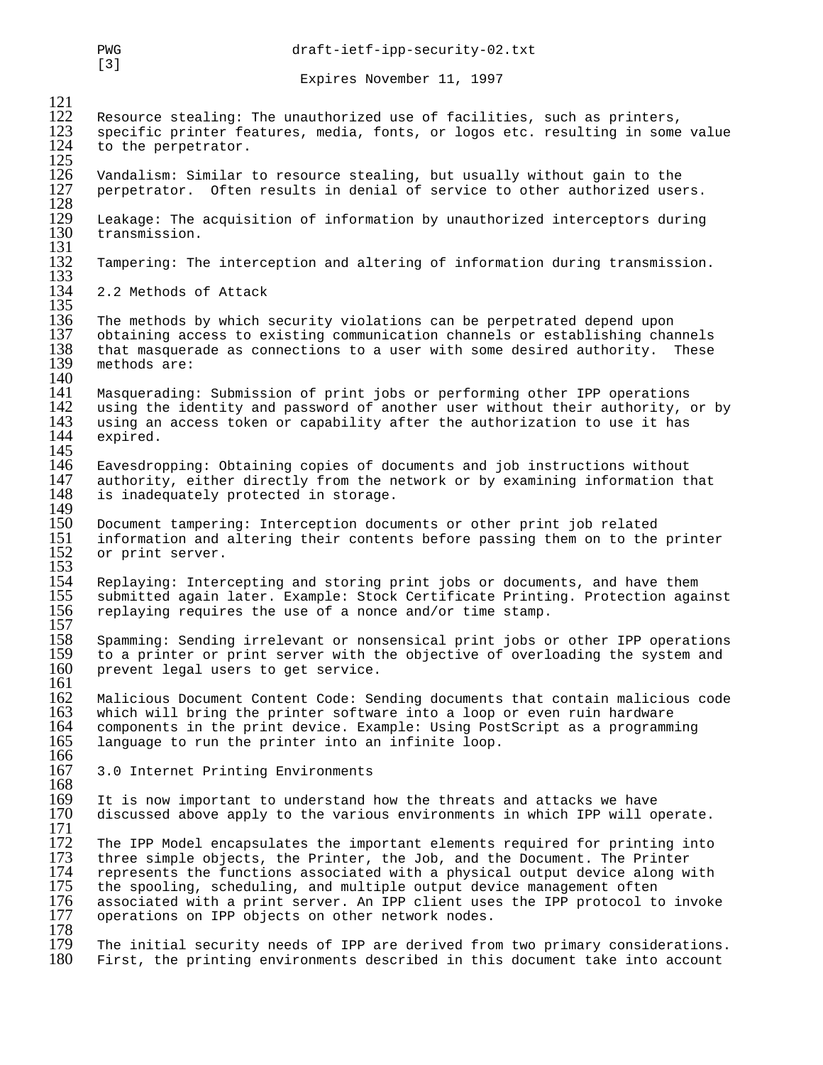Resource stealing: The unauthorized use of facilities, such as printers, specific printer features, media, fonts, or logos etc. resulting in some value to the perpetrator.

Vandalism: Similar to resource stealing, but usually without gain to the perpetrator. Often results in denial of service to other authorized users.

Leakage: The acquisition of information by unauthorized interceptors during transmission.

Tampering: The interception and altering of information during transmission.

## 2.2 Methods of Attack

The methods by which security violations can be perpetrated depend upon obtaining access to existing communication channels or establishing channels that masquerade as connections to a user with some desired authority. These methods are:

Masquerading: Submission of print jobs or performing other IPP operations using the identity and password of another user without their authority, or by using an access token or capability after the authorization to use it has expired.

Eavesdropping: Obtaining copies of documents and job instructions without authority, either directly from the network or by examining information that is inadequately protected in storage.

Document tampering: Interception documents or other print job related information and altering their contents before passing them on to the printer or print server.

Replaying: Intercepting and storing print jobs or documents, and have them submitted again later. Example: Stock Certificate Printing. Protection against replaying requires the use of a nonce and/or time stamp.

Spamming: Sending irrelevant or nonsensical print jobs or other IPP operations to a printer or print server with the objective of overloading the system and prevent legal users to get service.

Malicious Document Content Code: Sending documents that contain malicious code which will bring the printer software into a loop or even ruin hardware components in the print device. Example: Using PostScript as a programming language to run the printer into an infinite loop.

# 3.0 Internet Printing Environments

It is now important to understand how the threats and attacks we have discussed above apply to the various environments in which IPP will operate.

The IPP Model encapsulates the important elements required for printing into three simple objects, the Printer, the Job, and the Document. The Printer represents the functions associated with a physical output device along with the spooling, scheduling, and multiple output device management often associated with a print server. An IPP client uses the IPP protocol to invoke operations on IPP objects on other network nodes.

The initial security needs of IPP are derived from two primary considerations. First, the printing environments described in this document take into account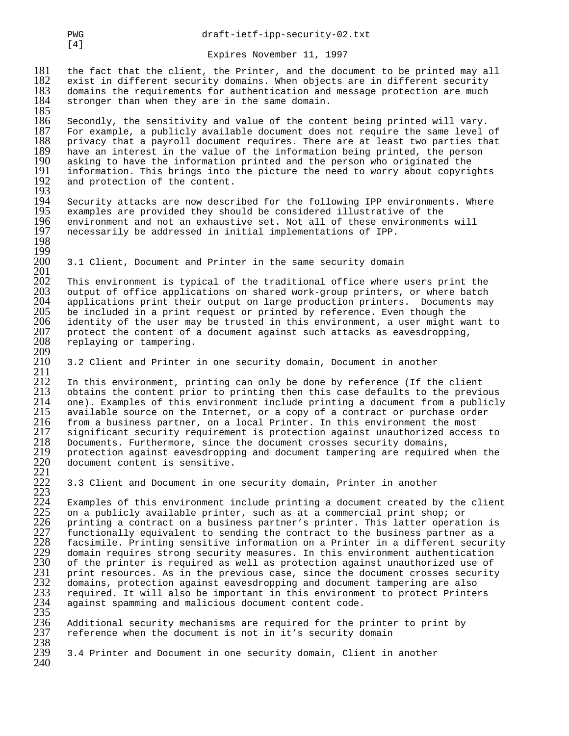the fact that the client, the Printer, and the document to be printed may all exist in different security domains. When objects are in different security domains the requirements for authentication and message protection are much stronger than when they are in the same domain.

Secondly, the sensitivity and value of the content being printed will vary. For example, a publicly available document does not require the same level of privacy that a payroll document requires. There are at least two parties that have an interest in the value of the information being printed, the person asking to have the information printed and the person who originated the information. This brings into the picture the need to worry about copyrights and protection of the content.

Security attacks are now described for the following IPP environments. Where examples are provided they should be considered illustrative of the environment and not an exhaustive set. Not all of these environments will necessarily be addressed in initial implementations of IPP.

### 3.1 Client, Document and Printer in the same security domain

This environment is typical of the traditional office where users print the output of office applications on shared work-group printers, or where batch applications print their output on large production printers. Documents may be included in a print request or printed by reference. Even though the identity of the user may be trusted in this environment, a user might want to protect the content of a document against such attacks as eavesdropping, replaying or tampering.

### 3.2 Client and Printer in one security domain, Document in another

In this environment, printing can only be done by reference (If the client obtains the content prior to printing then this case defaults to the previous one). Examples of this environment include printing a document from a publicly available source on the Internet, or a copy of a contract or purchase order from a business partner, on a local Printer. In this environment the most significant security requirement is protection against unauthorized access to Documents. Furthermore, since the document crosses security domains, protection against eavesdropping and document tampering are required when the document content is sensitive.

### 3.3 Client and Document in one security domain, Printer in another

Examples of this environment include printing a document created by the client on a publicly available printer, such as at a commercial print shop; or printing a contract on a business partner's printer. This latter operation is functionally equivalent to sending the contract to the business partner as a facsimile. Printing sensitive information on a Printer in a different security domain requires strong security measures. In this environment authentication of the printer is required as well as protection against unauthorized use of print resources. As in the previous case, since the document crosses security domains, protection against eavesdropping and document tampering are also required. It will also be important in this environment to protect Printers against spamming and malicious document content code.

Additional security mechanisms are required for the printer to print by reference when the document is not in it's security domain

### 3.4 Printer and Document in one security domain, Client in another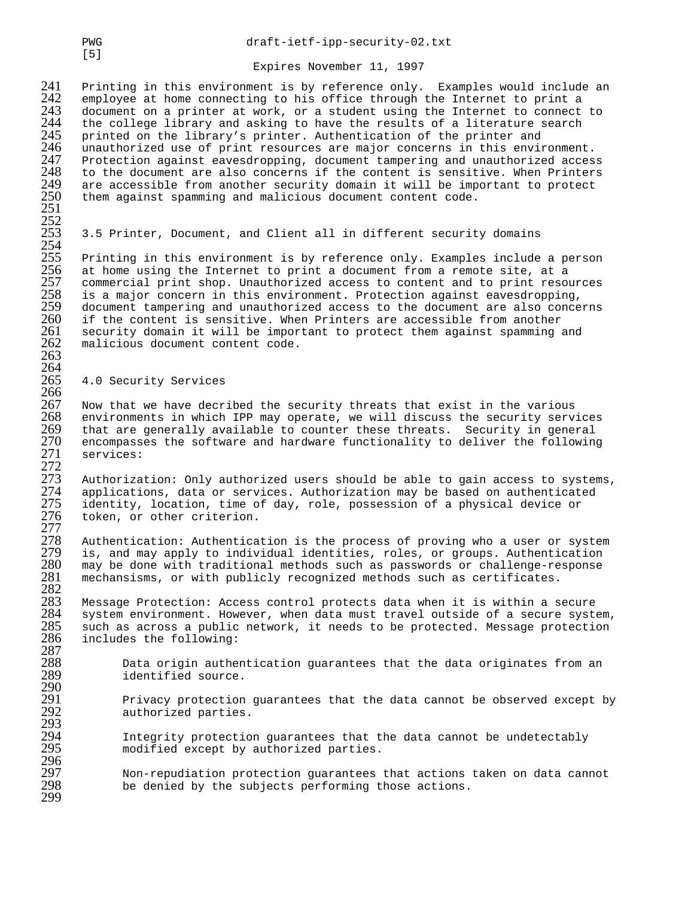Printing in this environment is by reference only. Examples would include an employee at home connecting to his office through the Internet to print a document on a printer at work, or a student using the Internet to connect to the college library and asking to have the results of a literature search printed on the library's printer. Authentication of the printer and unauthorized use of print resources are major concerns in this environment. Protection against eavesdropping, document tampering and unauthorized access to the document are also concerns if the content is sensitive. When Printers are accessible from another security domain it will be important to protect them against spamming and malicious document content code.

### 3.5 Printer, Document, and Client all in different security domains

Printing in this environment is by reference only. Examples include a person at home using the Internet to print a document from a remote site, at a commercial print shop. Unauthorized access to content and to print resources is a major concern in this environment. Protection against eavesdropping, document tampering and unauthorized access to the document are also concerns if the content is sensitive. When Printers are accessible from another security domain it will be important to protect them against spamming and malicious document content code.

## 4.0 Security Services

Now that we have decribed the security threats that exist in the various environments in which IPP may operate, we will discuss the security services that are generally available to counter these threats. Security in general encompasses the software and hardware functionality to deliver the following services:

Authorization: Only authorized users should be able to gain access to systems, applications, data or services. Authorization may be based on authenticated identity, location, time of day, role, possession of a physical device or token, or other criterion.

Authentication: Authentication is the process of proving who a user or system is, and may apply to individual identities, roles, or groups. Authentication may be done with traditional methods such as passwords or challenge-response mechansisms, or with publicly recognized methods such as certificates.

Message Protection: Access control protects data when it is within a secure system environment. However, when data must travel outside of a secure system, such as across a public network, it needs to be protected. Message protection includes the following:

> Data origin authentication guarantees that the data originates from an identified source.
>
> Privacy protection guarantees that the data cannot be observed except by authorized parties.
>
> Integrity protection guarantees that the data cannot be undetectably modified except by authorized parties.
>
> Non-repudiation protection guarantees that actions taken on data cannot be denied by the subjects performing those actions.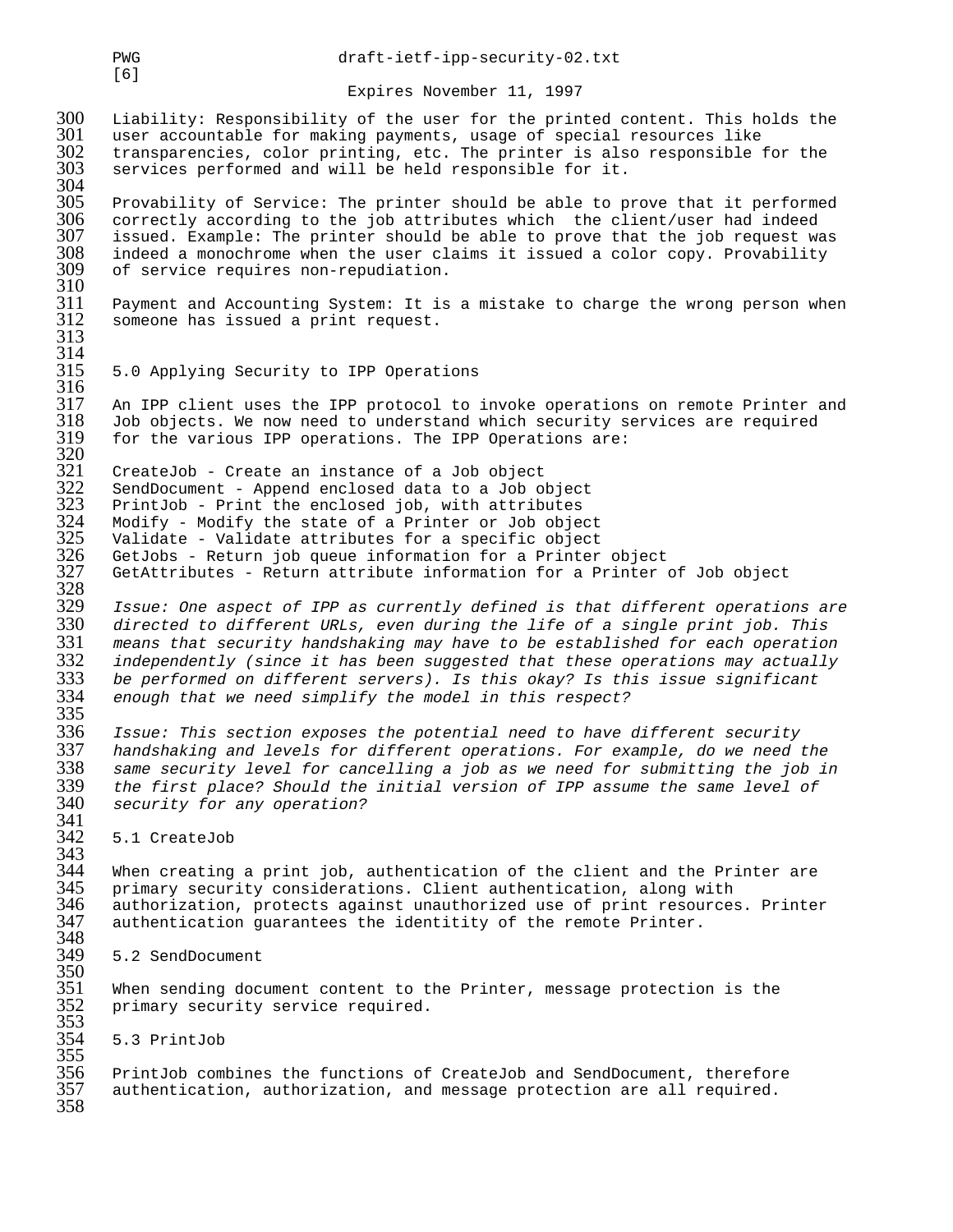Liability: Responsibility of the user for the printed content. This holds the user accountable for making payments, usage of special resources like transparencies, color printing, etc. The printer is also responsible for the services performed and will be held responsible for it.

Provability of Service: The printer should be able to prove that it performed correctly according to the job attributes which the client/user had indeed issued. Example: The printer should be able to prove that the job request was indeed a monochrome when the user claims it issued a color copy. Provability of service requires non-repudiation.

Payment and Accounting System: It is a mistake to charge the wrong person when someone has issued a print request.

## 5.0 Applying Security to IPP Operations

An IPP client uses the IPP protocol to invoke operations on remote Printer and Job objects. We now need to understand which security services are required for the various IPP operations. The IPP Operations are:

CreateJob - Create an instance of a Job object
SendDocument - Append enclosed data to a Job object
PrintJob - Print the enclosed job, with attributes
Modify - Modify the state of a Printer or Job object
Validate - Validate attributes for a specific object
GetJobs - Return job queue information for a Printer object
GetAttributes - Return attribute information for a Printer of Job object

*Issue: One aspect of IPP as currently defined is that different operations are directed to different URLs, even during the life of a single print job. This means that security handshaking may have to be established for each operation independently (since it has been suggested that these operations may actually be performed on different servers). Is this okay? Is this issue significant enough that we need simplify the model in this respect?*

*Issue: This section exposes the potential need to have different security handshaking and levels for different operations. For example, do we need the same security level for cancelling a job as we need for submitting the job in the first place? Should the initial version of IPP assume the same level of security for any operation?*

### 5.1 CreateJob

When creating a print job, authentication of the client and the Printer are primary security considerations. Client authentication, along with authorization, protects against unauthorized use of print resources. Printer authentication guarantees the identitity of the remote Printer.

### 5.2 SendDocument

When sending document content to the Printer, message protection is the primary security service required.

### 5.3 PrintJob

PrintJob combines the functions of CreateJob and SendDocument, therefore authentication, authorization, and message protection are all required.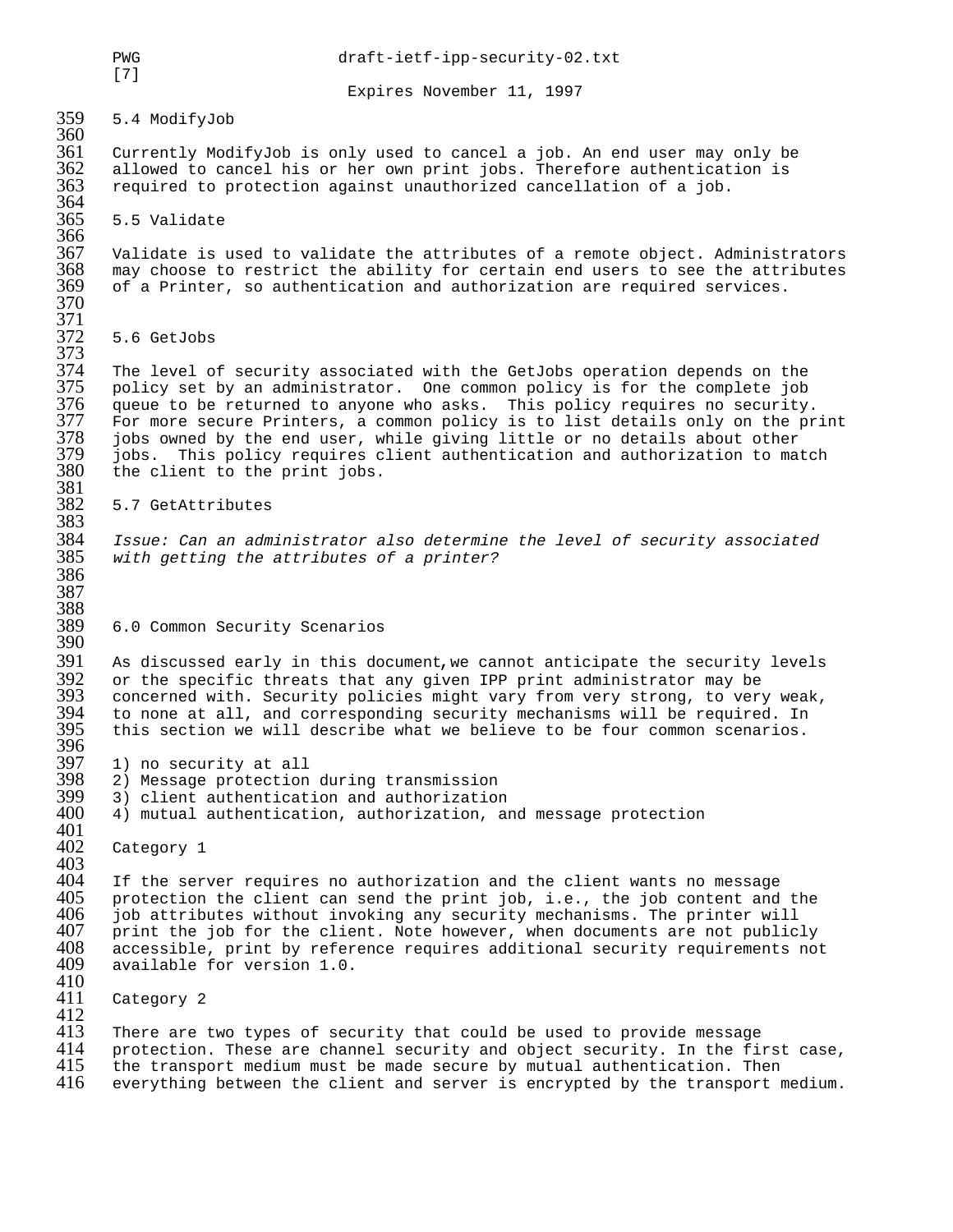## 5.4 ModifyJob

Currently ModifyJob is only used to cancel a job. An end user may only be allowed to cancel his or her own print jobs. Therefore authentication is required to protection against unauthorized cancellation of a job.

## 5.5 Validate

Validate is used to validate the attributes of a remote object. Administrators may choose to restrict the ability for certain end users to see the attributes of a Printer, so authentication and authorization are required services.

## 5.6 GetJobs

The level of security associated with the GetJobs operation depends on the policy set by an administrator. One common policy is for the complete job queue to be returned to anyone who asks. This policy requires no security. For more secure Printers, a common policy is to list details only on the print jobs owned by the end user, while giving little or no details about other jobs. This policy requires client authentication and authorization to match the client to the print jobs.

## 5.7 GetAttributes

*Issue: Can an administrator also determine the level of security associated with getting the attributes of a printer?*

# 6.0 Common Security Scenarios

As discussed early in this document,we cannot anticipate the security levels or the specific threats that any given IPP print administrator may be concerned with. Security policies might vary from very strong, to very weak, to none at all, and corresponding security mechanisms will be required. In this section we will describe what we believe to be four common scenarios.

1) no security at all
2) Message protection during transmission
3) client authentication and authorization
4) mutual authentication, authorization, and message protection

Category 1

If the server requires no authorization and the client wants no message protection the client can send the print job, i.e., the job content and the job attributes without invoking any security mechanisms. The printer will print the job for the client. Note however, when documents are not publicly accessible, print by reference requires additional security requirements not available for version 1.0.

Category 2

There are two types of security that could be used to provide message protection. These are channel security and object security. In the first case, the transport medium must be made secure by mutual authentication. Then everything between the client and server is encrypted by the transport medium.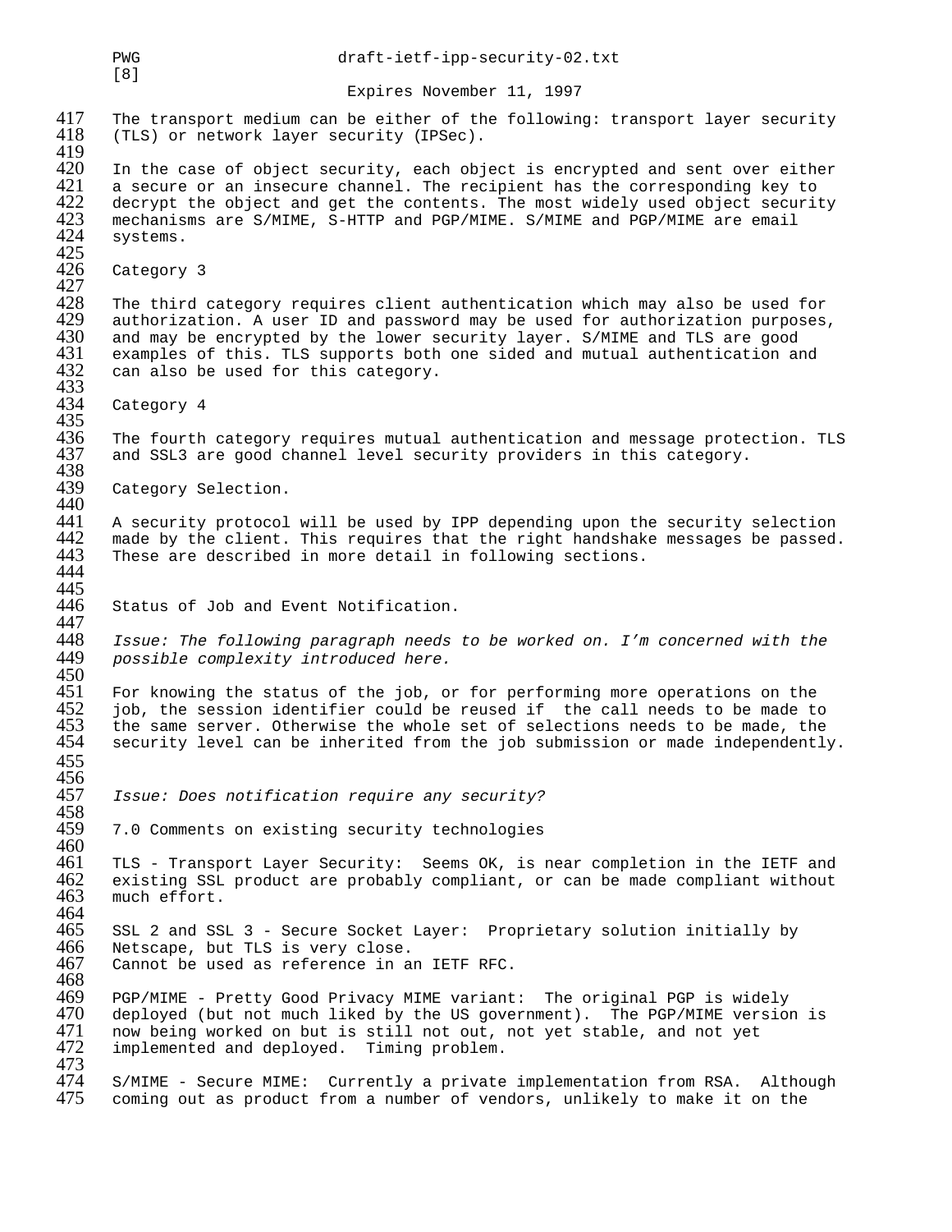The transport medium can be either of the following: transport layer security (TLS) or network layer security (IPSec).

In the case of object security, each object is encrypted and sent over either a secure or an insecure channel. The recipient has the corresponding key to decrypt the object and get the contents. The most widely used object security mechanisms are S/MIME, S-HTTP and PGP/MIME. S/MIME and PGP/MIME are email systems.

Category 3

The third category requires client authentication which may also be used for authorization. A user ID and password may be used for authorization purposes, and may be encrypted by the lower security layer. S/MIME and TLS are good examples of this. TLS supports both one sided and mutual authentication and can also be used for this category.

Category 4

The fourth category requires mutual authentication and message protection. TLS and SSL3 are good channel level security providers in this category.

Category Selection.

A security protocol will be used by IPP depending upon the security selection made by the client. This requires that the right handshake messages be passed. These are described in more detail in following sections.

Status of Job and Event Notification.

*Issue: The following paragraph needs to be worked on. I'm concerned with the possible complexity introduced here.*

For knowing the status of the job, or for performing more operations on the job, the session identifier could be reused if the call needs to be made to the same server. Otherwise the whole set of selections needs to be made, the security level can be inherited from the job submission or made independently.

*Issue: Does notification require any security?*

## 7.0 Comments on existing security technologies

TLS - Transport Layer Security: Seems OK, is near completion in the IETF and existing SSL product are probably compliant, or can be made compliant without much effort.

SSL 2 and SSL 3 - Secure Socket Layer: Proprietary solution initially by Netscape, but TLS is very close.
Cannot be used as reference in an IETF RFC.

PGP/MIME - Pretty Good Privacy MIME variant: The original PGP is widely deployed (but not much liked by the US government). The PGP/MIME version is now being worked on but is still not out, not yet stable, and not yet implemented and deployed. Timing problem.

S/MIME - Secure MIME: Currently a private implementation from RSA. Although coming out as product from a number of vendors, unlikely to make it on the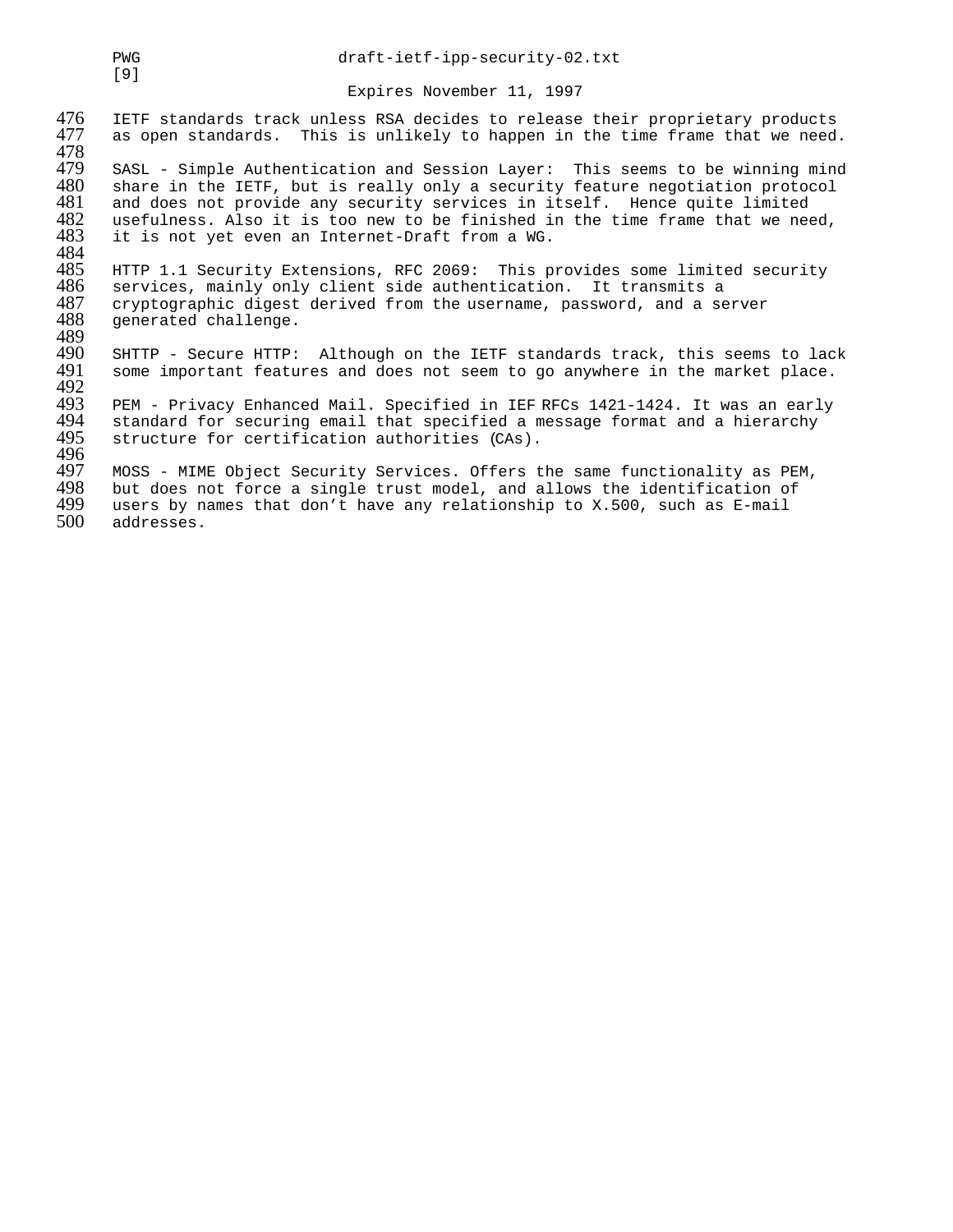IETF standards track unless RSA decides to release their proprietary products as open standards. This is unlikely to happen in the time frame that we need.

SASL - Simple Authentication and Session Layer: This seems to be winning mind share in the IETF, but is really only a security feature negotiation protocol and does not provide any security services in itself. Hence quite limited usefulness. Also it is too new to be finished in the time frame that we need, it is not yet even an Internet-Draft from a WG.

HTTP 1.1 Security Extensions, RFC 2069: This provides some limited security services, mainly only client side authentication. It transmits a cryptographic digest derived from the username, password, and a server generated challenge.

SHTTP - Secure HTTP: Although on the IETF standards track, this seems to lack some important features and does not seem to go anywhere in the market place.

PEM - Privacy Enhanced Mail. Specified in IEF RFCs 1421-1424. It was an early standard for securing email that specified a message format and a hierarchy structure for certification authorities (CAs).

MOSS - MIME Object Security Services. Offers the same functionality as PEM, but does not force a single trust model, and allows the identification of users by names that don't have any relationship to X.500, such as E-mail addresses.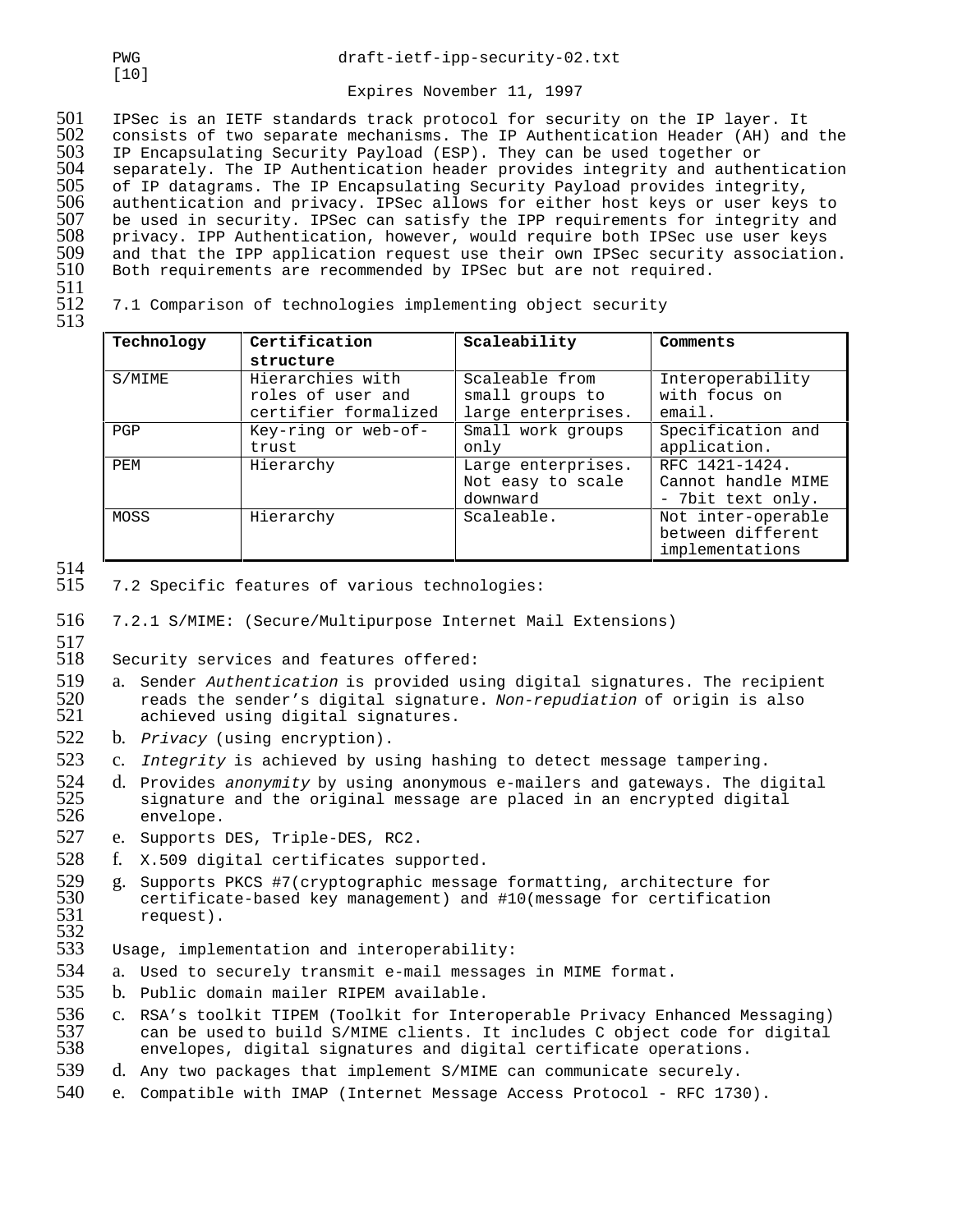IPSec is an IETF standards track protocol for security on the IP layer. It consists of two separate mechanisms. The IP Authentication Header (AH) and the IP Encapsulating Security Payload (ESP). They can be used together or separately. The IP Authentication header provides integrity and authentication of IP datagrams. The IP Encapsulating Security Payload provides integrity, authentication and privacy. IPSec allows for either host keys or user keys to be used in security. IPSec can satisfy the IPP requirements for integrity and privacy. IPP Authentication, however, would require both IPSec use user keys and that the IPP application request use their own IPSec security association. Both requirements are recommended by IPSec but are not required.

### 7.1 Comparison of technologies implementing object security

| Technology | Certification structure | Scaleability | Comments |
|---|---|---|---|
| S/MIME | Hierarchies with roles of user and certifier formalized | Scaleable from small groups to large enterprises. | Interoperability with focus on email. |
| PGP | Key-ring or web-of-trust | Small work groups only | Specification and application. |
| PEM | Hierarchy | Large enterprises. Not easy to scale downward | RFC 1421-1424. Cannot handle MIME - 7bit text only. |
| MOSS | Hierarchy | Scaleable. | Not inter-operable between different implementations |

### 7.2 Specific features of various technologies:

#### 7.2.1 S/MIME: (Secure/Multipurpose Internet Mail Extensions)

Security services and features offered:

a. Sender *Authentication* is provided using digital signatures. The recipient reads the sender's digital signature. *Non-repudiation* of origin is also achieved using digital signatures.
b. *Privacy* (using encryption).
c. *Integrity* is achieved by using hashing to detect message tampering.
d. Provides *anonymity* by using anonymous e-mailers and gateways. The digital signature and the original message are placed in an encrypted digital envelope.
e. Supports DES, Triple-DES, RC2.
f. X.509 digital certificates supported.
g. Supports PKCS #7(cryptographic message formatting, architecture for certificate-based key management) and #10(message for certification request).

Usage, implementation and interoperability:

a. Used to securely transmit e-mail messages in MIME format.
b. Public domain mailer RIPEM available.
c. RSA's toolkit TIPEM (Toolkit for Interoperable Privacy Enhanced Messaging) can be used to build S/MIME clients. It includes C object code for digital envelopes, digital signatures and digital certificate operations.
d. Any two packages that implement S/MIME can communicate securely.
e. Compatible with IMAP (Internet Message Access Protocol - RFC 1730).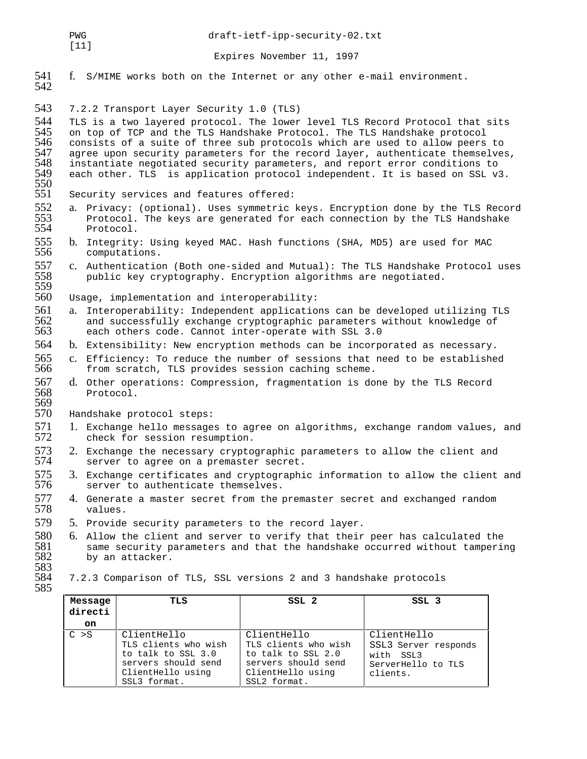f. S/MIME works both on the Internet or any other e-mail environment.

### 7.2.2 Transport Layer Security 1.0 (TLS)

TLS is a two layered protocol. The lower level TLS Record Protocol that sits on top of TCP and the TLS Handshake Protocol. The TLS Handshake protocol consists of a suite of three sub protocols which are used to allow peers to agree upon security parameters for the record layer, authenticate themselves, instantiate negotiated security parameters, and report error conditions to each other. TLS  is application protocol independent. It is based on SSL v3.

Security services and features offered:

a. Privacy: (optional). Uses symmetric keys. Encryption done by the TLS Record Protocol. The keys are generated for each connection by the TLS Handshake Protocol.
b. Integrity: Using keyed MAC. Hash functions (SHA, MD5) are used for MAC computations.
c. Authentication (Both one-sided and Mutual): The TLS Handshake Protocol uses public key cryptography. Encryption algorithms are negotiated.

Usage, implementation and interoperability:

a. Interoperability: Independent applications can be developed utilizing TLS and successfully exchange cryptographic parameters without knowledge of each others code. Cannot inter-operate with SSL 3.0
b. Extensibility: New encryption methods can be incorporated as necessary.
c. Efficiency: To reduce the number of sessions that need to be established from scratch, TLS provides session caching scheme.
d. Other operations: Compression, fragmentation is done by the TLS Record Protocol.

Handshake protocol steps:

1. Exchange hello messages to agree on algorithms, exchange random values, and check for session resumption.
2. Exchange the necessary cryptographic parameters to allow the client and server to agree on a premaster secret.
3. Exchange certificates and cryptographic information to allow the client and server to authenticate themselves.
4. Generate a master secret from the premaster secret and exchanged random values.
5. Provide security parameters to the record layer.
6. Allow the client and server to verify that their peer has calculated the same security parameters and that the handshake occurred without tampering by an attacker.

### 7.2.3 Comparison of TLS, SSL versions 2 and 3 handshake protocols

| Message direction | TLS | SSL 2 | SSL 3 |
|---|---|---|---|
| C >S | ClientHello TLS clients who wish to talk to SSL 3.0 servers should send ClientHello using SSL3 format. | ClientHello TLS clients who wish to talk to SSL 2.0 servers should send ClientHello using SSL2 format. | ClientHello SSL3 Server responds with SSL3 ServerHello to TLS clients. |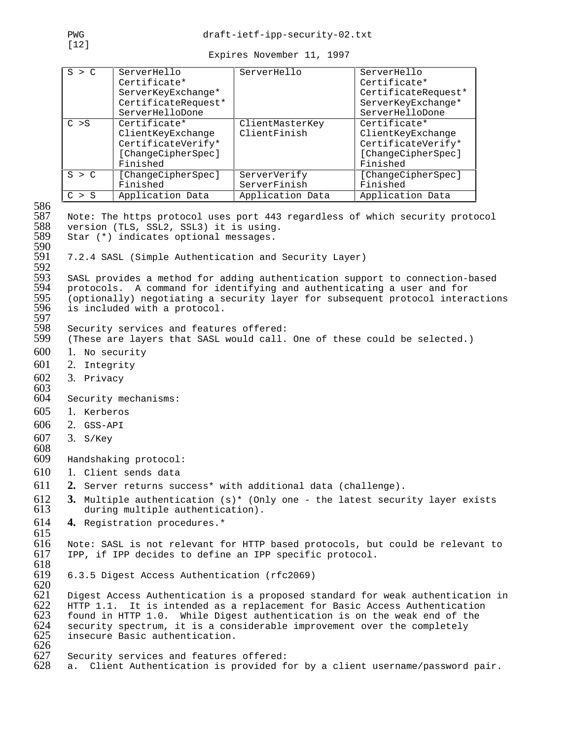| S > C | ServerHello<br>Certificate*<br>ServerKeyExchange*<br>CertificateRequest*<br>ServerHelloDone | ServerHello | ServerHello<br>Certificate*<br>CertificateRequest*<br>ServerKeyExchange*<br>ServerHelloDone |
|---|---|---|---|
| C >S | Certificate*<br>ClientKeyExchange<br>CertificateVerify*<br>[ChangeCipherSpec]<br>Finished | ClientMasterKey<br>ClientFinish | Certificate*<br>ClientKeyExchange<br>CertificateVerify*<br>[ChangeCipherSpec]<br>Finished |
| S > C | [ChangeCipherSpec]<br>Finished | ServerVerify<br>ServerFinish | [ChangeCipherSpec]<br>Finished |
| C > S | Application Data | Application Data | Application Data |

Note: The https protocol uses port 443 regardless of which security protocol version (TLS, SSL2, SSL3) it is using.
Star (*) indicates optional messages.

7.2.4 SASL (Simple Authentication and Security Layer)

SASL provides a method for adding authentication support to connection-based protocols. A command for identifying and authenticating a user and for (optionally) negotiating a security layer for subsequent protocol interactions is included with a protocol.

Security services and features offered:
(These are layers that SASL would call. One of these could be selected.)

1. No security
2. Integrity
3. Privacy

Security mechanisms:

1. Kerberos
2. GSS-API
3. S/Key

Handshaking protocol:

1. Client sends data
2. Server returns success* with additional data (challenge).
3. Multiple authentication (s)* (Only one - the latest security layer exists during multiple authentication).
4. Registration procedures.*

Note: SASL is not relevant for HTTP based protocols, but could be relevant to IPP, if IPP decides to define an IPP specific protocol.

6.3.5 Digest Access Authentication (rfc2069)

Digest Access Authentication is a proposed standard for weak authentication in HTTP 1.1. It is intended as a replacement for Basic Access Authentication found in HTTP 1.0. While Digest authentication is on the weak end of the security spectrum, it is a considerable improvement over the completely insecure Basic authentication.

Security services and features offered:
a. Client Authentication is provided for by a client username/password pair.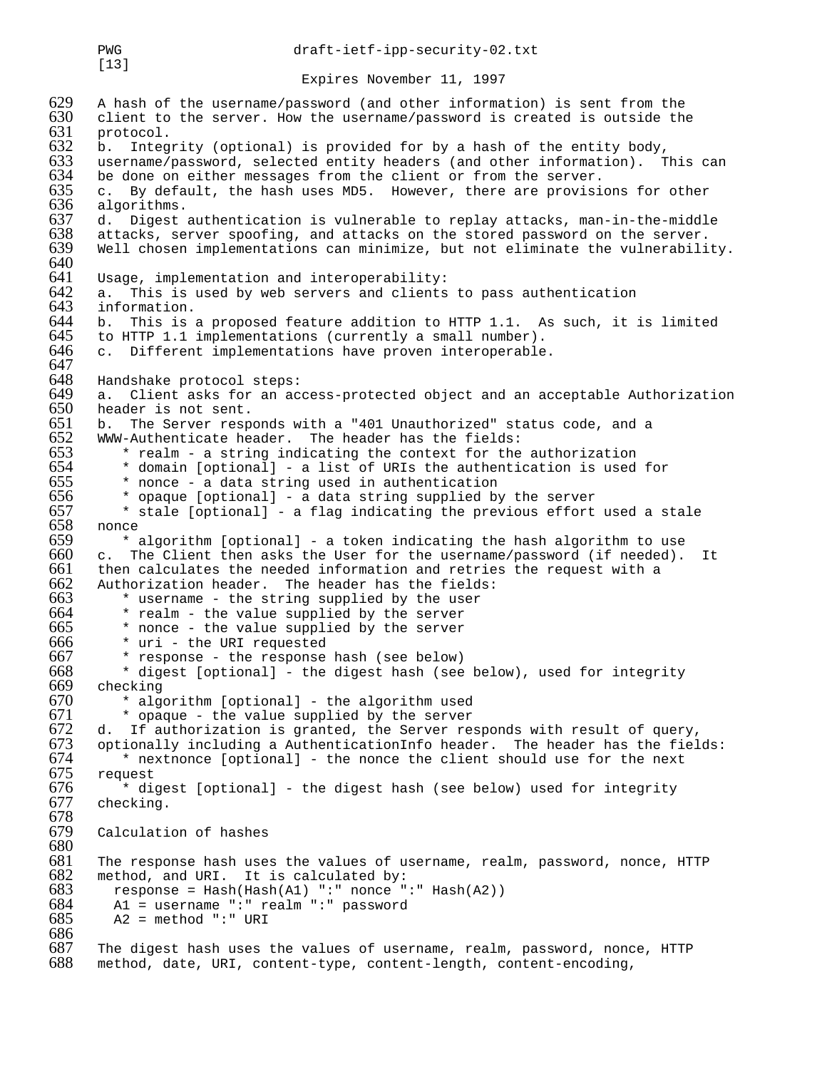A hash of the username/password (and other information) is sent from the client to the server. How the username/password is created is outside the protocol.

b. Integrity (optional) is provided for by a hash of the entity body, username/password, selected entity headers (and other information). This can be done on either messages from the client or from the server.

c. By default, the hash uses MD5. However, there are provisions for other algorithms.

d. Digest authentication is vulnerable to replay attacks, man-in-the-middle attacks, server spoofing, and attacks on the stored password on the server. Well chosen implementations can minimize, but not eliminate the vulnerability.

Usage, implementation and interoperability:

a. This is used by web servers and clients to pass authentication information.

b. This is a proposed feature addition to HTTP 1.1. As such, it is limited to HTTP 1.1 implementations (currently a small number).

c. Different implementations have proven interoperable.

Handshake protocol steps:

a. Client asks for an access-protected object and an acceptable Authorization header is not sent.

b. The Server responds with a "401 Unauthorized" status code, and a WWW-Authenticate header. The header has the fields:

* realm - a string indicating the context for the authorization
* domain [optional] - a list of URIs the authentication is used for
* nonce - a data string used in authentication
* opaque [optional] - a data string supplied by the server
* stale [optional] - a flag indicating the previous effort used a stale nonce
* algorithm [optional] - a token indicating the hash algorithm to use

c. The Client then asks the User for the username/password (if needed). It then calculates the needed information and retries the request with a Authorization header. The header has the fields:

* username - the string supplied by the user
* realm - the value supplied by the server
* nonce - the value supplied by the server
* uri - the URI requested
* response - the response hash (see below)
* digest [optional] - the digest hash (see below), used for integrity checking
* algorithm [optional] - the algorithm used
* opaque - the value supplied by the server

d. If authorization is granted, the Server responds with result of query, optionally including a AuthenticationInfo header. The header has the fields:

* nextnonce [optional] - the nonce the client should use for the next request
* digest [optional] - the digest hash (see below) used for integrity checking.

Calculation of hashes

The response hash uses the values of username, realm, password, nonce, HTTP method, and URI. It is calculated by:

```
  response = Hash(Hash(A1) ":" nonce ":" Hash(A2))
  A1 = username ":" realm ":" password
  A2 = method ":" URI
```

The digest hash uses the values of username, realm, password, nonce, HTTP method, date, URI, content-type, content-length, content-encoding,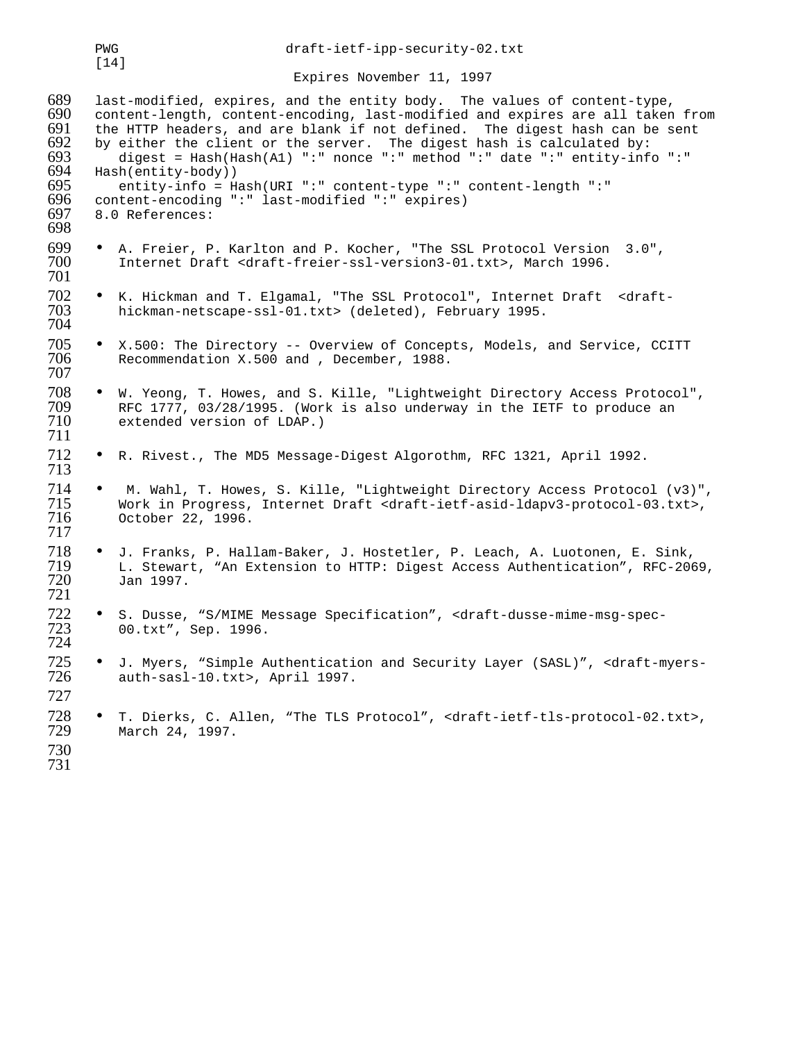last-modified, expires, and the entity body. The values of content-type, content-length, content-encoding, last-modified and expires are all taken from the HTTP headers, and are blank if not defined. The digest hash can be sent by either the client or the server. The digest hash is calculated by:

```
digest = Hash(Hash(A1) ":" nonce ":" method ":" date ":" entity-info ":" Hash(entity-body))
entity-info = Hash(URI ":" content-type ":" content-length ":" content-encoding ":" last-modified ":" expires)
```

## 8.0 References:

- A. Freier, P. Karlton and P. Kocher, "The SSL Protocol Version 3.0", Internet Draft <draft-freier-ssl-version3-01.txt>, March 1996.

- K. Hickman and T. Elgamal, "The SSL Protocol", Internet Draft <draft-hickman-netscape-ssl-01.txt> (deleted), February 1995.

- X.500: The Directory -- Overview of Concepts, Models, and Service, CCITT Recommendation X.500 and , December, 1988.

- W. Yeong, T. Howes, and S. Kille, "Lightweight Directory Access Protocol", RFC 1777, 03/28/1995. (Work is also underway in the IETF to produce an extended version of LDAP.)

- R. Rivest., The MD5 Message-Digest Algorothm, RFC 1321, April 1992.

- M. Wahl, T. Howes, S. Kille, "Lightweight Directory Access Protocol (v3)", Work in Progress, Internet Draft <draft-ietf-asid-ldapv3-protocol-03.txt>, October 22, 1996.

- J. Franks, P. Hallam-Baker, J. Hostetler, P. Leach, A. Luotonen, E. Sink, L. Stewart, “An Extension to HTTP: Digest Access Authentication”, RFC-2069, Jan 1997.

- S. Dusse, “S/MIME Message Specification”, <draft-dusse-mime-msg-spec-00.txt”, Sep. 1996.

- J. Myers, “Simple Authentication and Security Layer (SASL)”, <draft-myers-auth-sasl-10.txt>, April 1997.

- T. Dierks, C. Allen, “The TLS Protocol”, <draft-ietf-tls-protocol-02.txt>, March 24, 1997.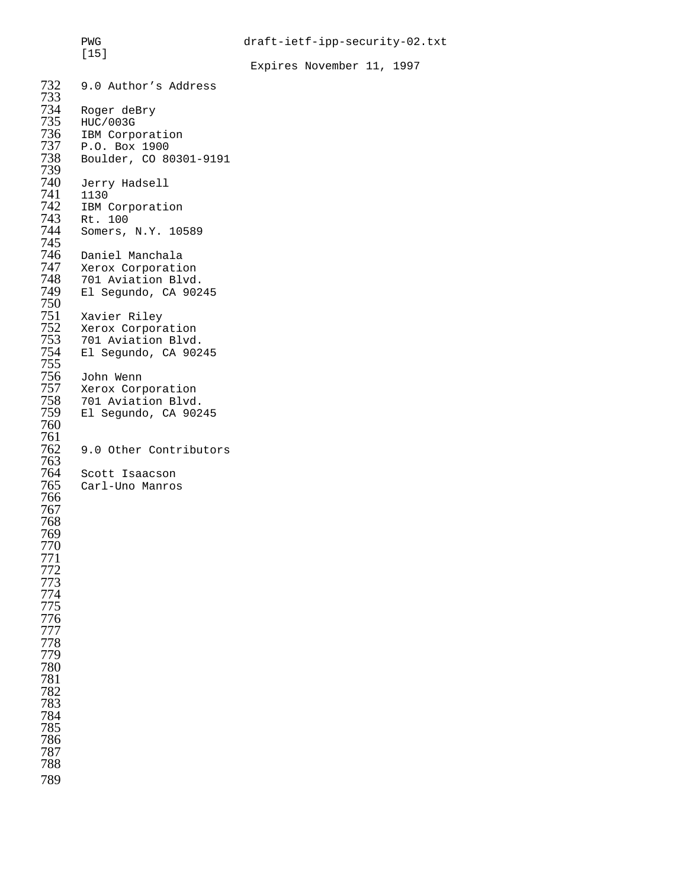## 9.0 Author's Address

Roger deBry
HUC/003G
IBM Corporation
P.O. Box 1900
Boulder, CO 80301-9191

Jerry Hadsell
1130
IBM Corporation
Rt. 100
Somers, N.Y. 10589

Daniel Manchala
Xerox Corporation
701 Aviation Blvd.
El Segundo, CA 90245

Xavier Riley
Xerox Corporation
701 Aviation Blvd.
El Segundo, CA 90245

John Wenn
Xerox Corporation
701 Aviation Blvd.
El Segundo, CA 90245

## 9.0 Other Contributors

Scott Isaacson
Carl-Uno Manros